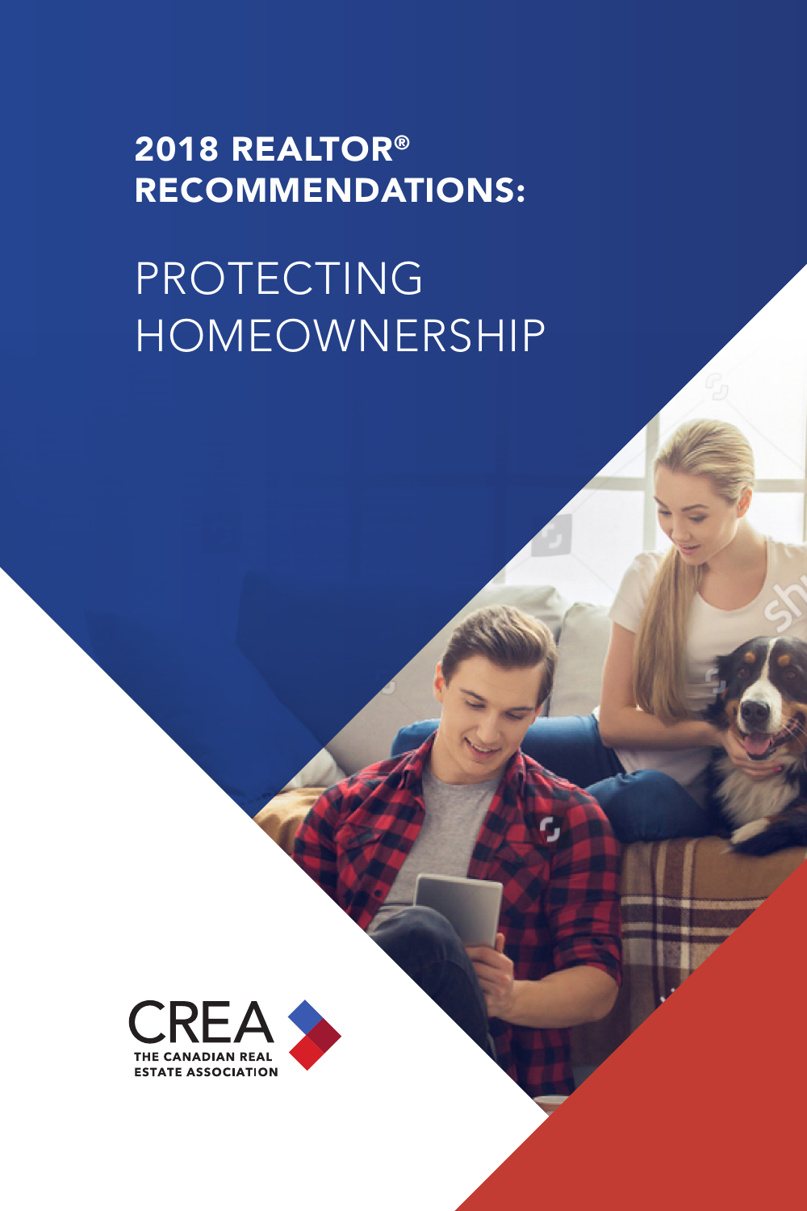# 2018 REALTOR® RECOMMENDATIONS:

# PROTECTING HOMEOWNERSHIP

CREA

THE CANADIAN REAL ESTATE ASSOCIATION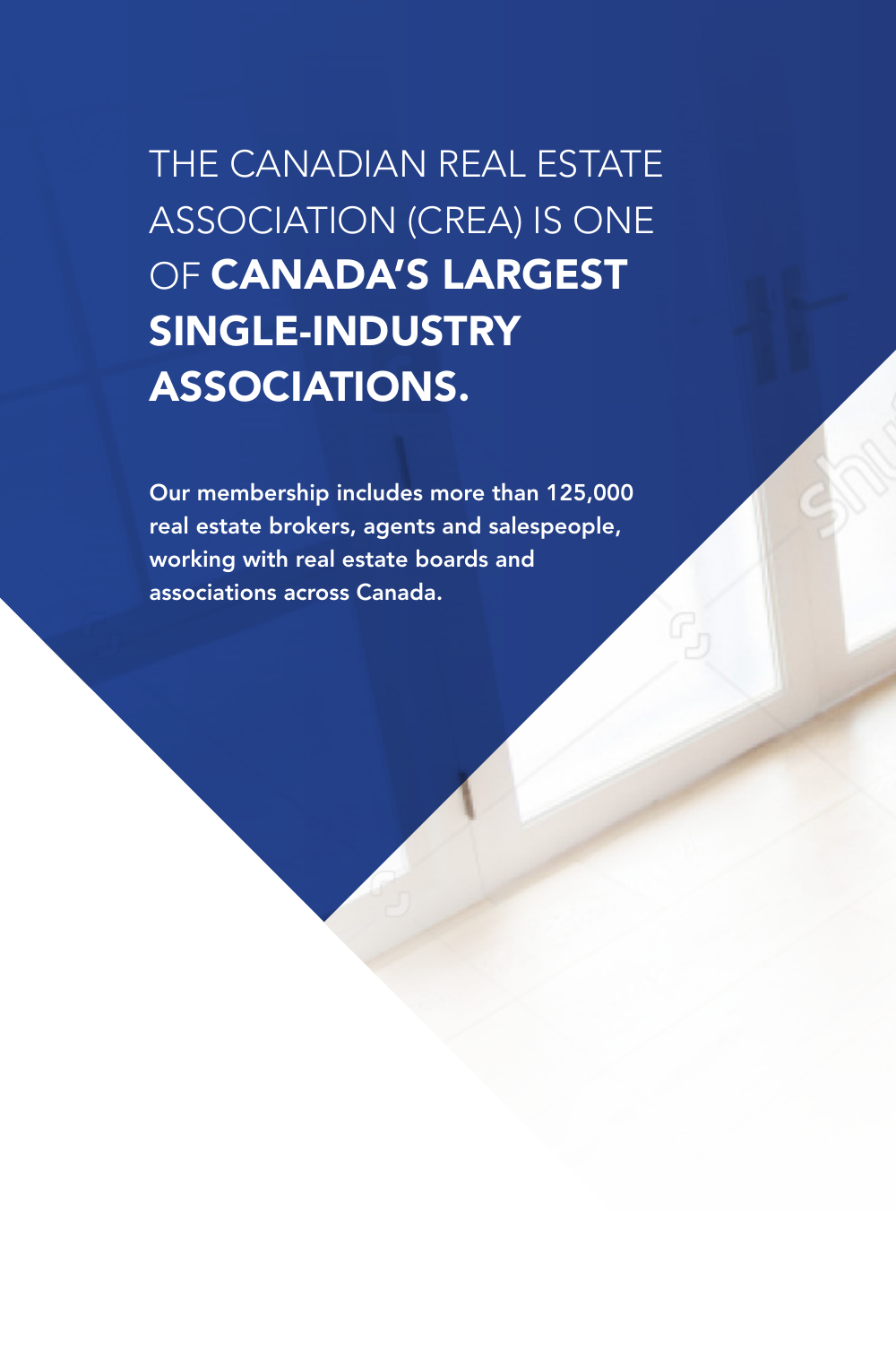# THE CANADIAN REAL ESTATE ASSOCIATION (CREA) IS ONE OF **CANADA'S LARGEST SINGLE-INDUSTRY ASSOCIATIONS.**

**Our membership includes more than 125,000 real estate brokers, agents and salespeople, working with real estate boards and associations across Canada.**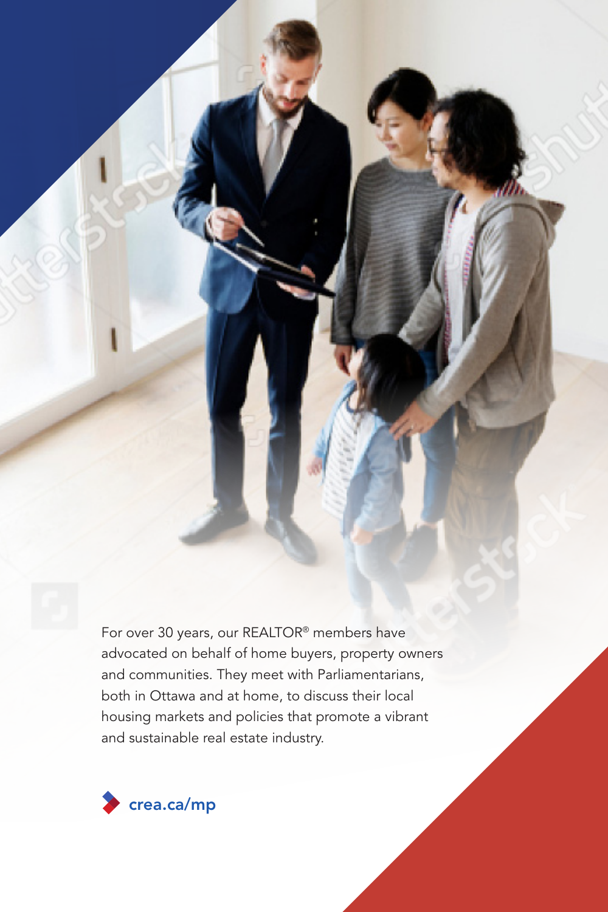For over 30 years, our REALTOR® members have advocated on behalf of home buyers, property owners and communities. They meet with Parliamentarians, both in Ottawa and at home, to discuss their local housing markets and policies that promote a vibrant and sustainable real estate industry.

crea.ca/mp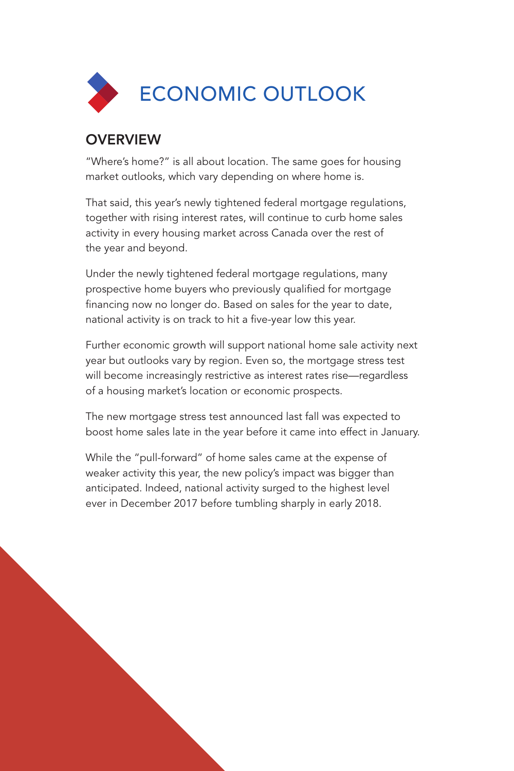# ECONOMIC OUTLOOK

## OVERVIEW

"Where's home?" is all about location. The same goes for housing market outlooks, which vary depending on where home is.

That said, this year's newly tightened federal mortgage regulations, together with rising interest rates, will continue to curb home sales activity in every housing market across Canada over the rest of the year and beyond.

Under the newly tightened federal mortgage regulations, many prospective home buyers who previously qualified for mortgage financing now no longer do. Based on sales for the year to date, national activity is on track to hit a five-year low this year.

Further economic growth will support national home sale activity next year but outlooks vary by region. Even so, the mortgage stress test will become increasingly restrictive as interest rates rise—regardless of a housing market's location or economic prospects.

The new mortgage stress test announced last fall was expected to boost home sales late in the year before it came into effect in January.

While the "pull-forward" of home sales came at the expense of weaker activity this year, the new policy's impact was bigger than anticipated. Indeed, national activity surged to the highest level ever in December 2017 before tumbling sharply in early 2018.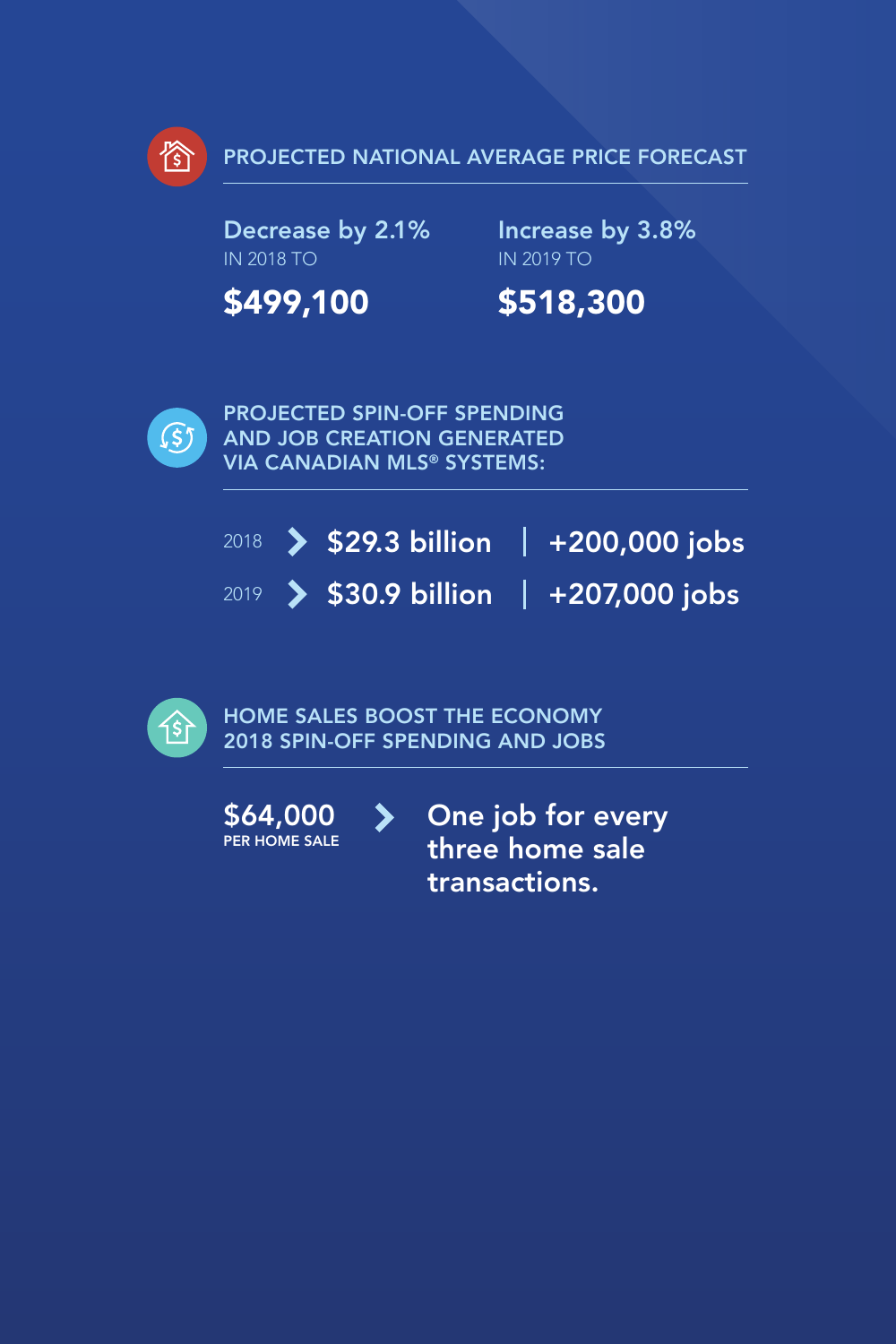## PROJECTED NATIONAL AVERAGE PRICE FORECAST

**Decrease by 2.1%**
IN 2018 TO
**$499,100**

**Increase by 3.8%**
IN 2019 TO
**$518,300**

## PROJECTED SPIN-OFF SPENDING AND JOB CREATION GENERATED VIA CANADIAN MLS® SYSTEMS:

2018 › **$29.3 billion** | **+200,000 jobs**

2019 › **$30.9 billion** | **+207,000 jobs**

## HOME SALES BOOST THE ECONOMY 2018 SPIN-OFF SPENDING AND JOBS

**$64,000**
PER HOME SALE

› **One job for every three home sale transactions.**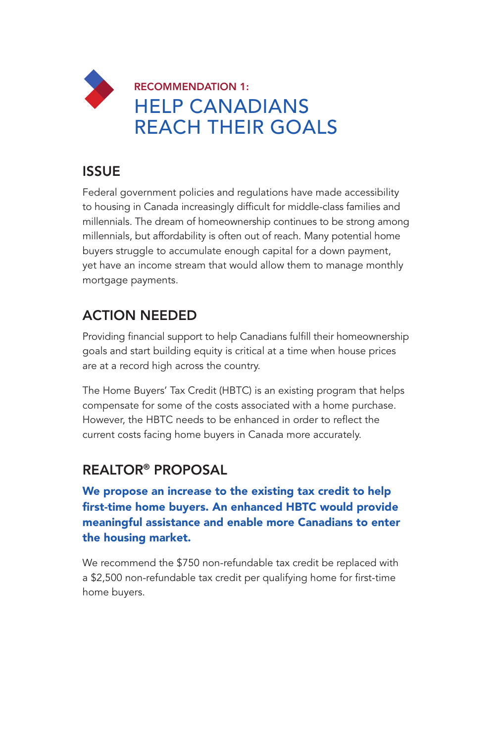RECOMMENDATION 1:

# HELP CANADIANS REACH THEIR GOALS

## ISSUE

Federal government policies and regulations have made accessibility to housing in Canada increasingly difficult for middle-class families and millennials. The dream of homeownership continues to be strong among millennials, but affordability is often out of reach. Many potential home buyers struggle to accumulate enough capital for a down payment, yet have an income stream that would allow them to manage monthly mortgage payments.

## ACTION NEEDED

Providing financial support to help Canadians fulfill their homeownership goals and start building equity is critical at a time when house prices are at a record high across the country.

The Home Buyers' Tax Credit (HBTC) is an existing program that helps compensate for some of the costs associated with a home purchase. However, the HBTC needs to be enhanced in order to reflect the current costs facing home buyers in Canada more accurately.

## REALTOR® PROPOSAL

**We propose an increase to the existing tax credit to help first-time home buyers. An enhanced HBTC would provide meaningful assistance and enable more Canadians to enter the housing market.**

We recommend the $750 non-refundable tax credit be replaced with a $2,500 non-refundable tax credit per qualifying home for first-time home buyers.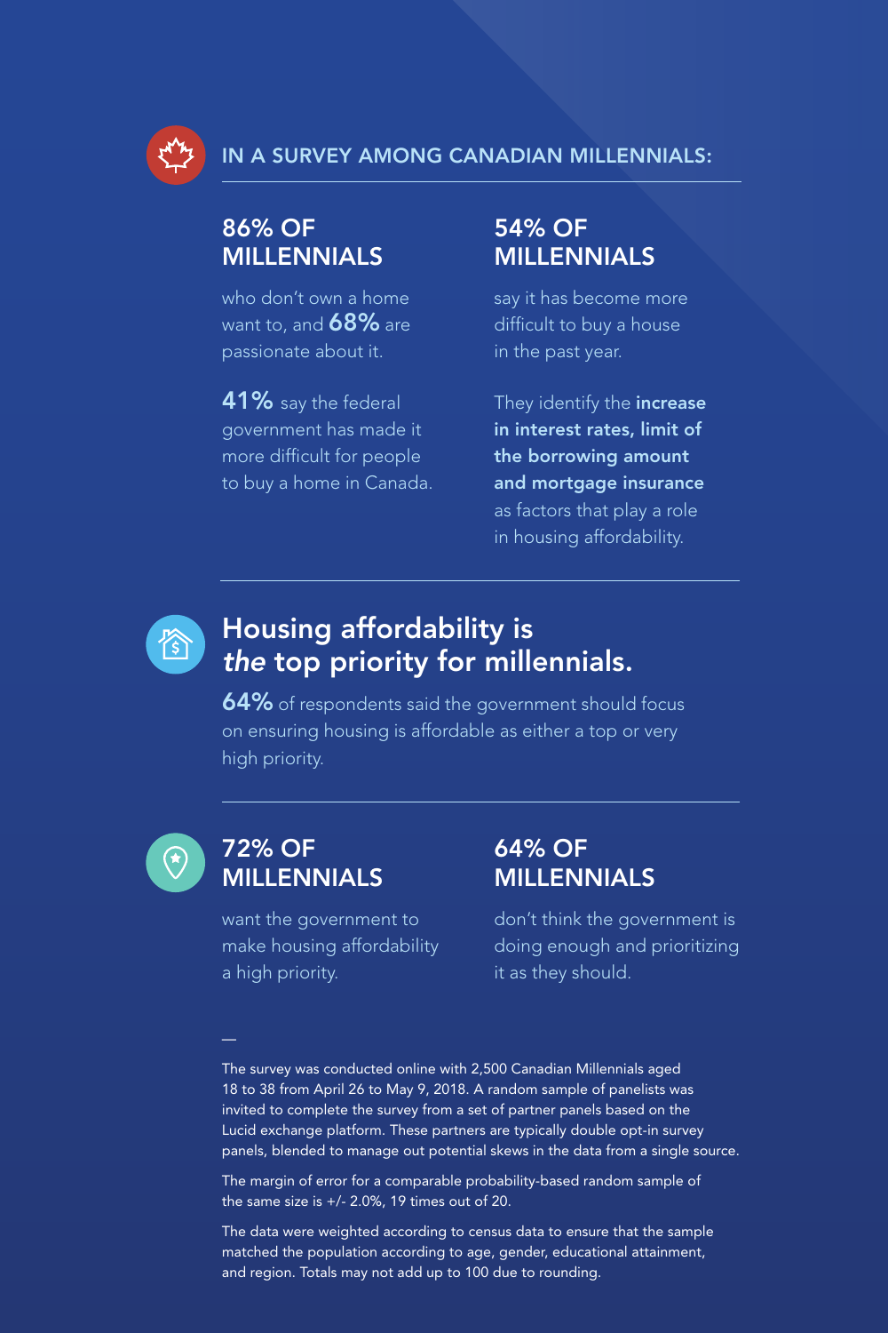## IN A SURVEY AMONG CANADIAN MILLENNIALS:

### 86% OF MILLENNIALS

who don't own a home want to, and **68%** are passionate about it.

**41%** say the federal government has made it more difficult for people to buy a home in Canada.

### 54% OF MILLENNIALS

say it has become more difficult to buy a house in the past year.

They identify the **increase in interest rates, limit of the borrowing amount and mortgage insurance** as factors that play a role in housing affordability.

## Housing affordability is *the* top priority for millennials.

**64%** of respondents said the government should focus on ensuring housing is affordable as either a top or very high priority.

### 72% OF MILLENNIALS

want the government to make housing affordability a high priority.

### 64% OF MILLENNIALS

don't think the government is doing enough and prioritizing it as they should.

—

The survey was conducted online with 2,500 Canadian Millennials aged 18 to 38 from April 26 to May 9, 2018. A random sample of panelists was invited to complete the survey from a set of partner panels based on the Lucid exchange platform. These partners are typically double opt-in survey panels, blended to manage out potential skews in the data from a single source.

The margin of error for a comparable probability-based random sample of the same size is +/- 2.0%, 19 times out of 20.

The data were weighted according to census data to ensure that the sample matched the population according to age, gender, educational attainment, and region. Totals may not add up to 100 due to rounding.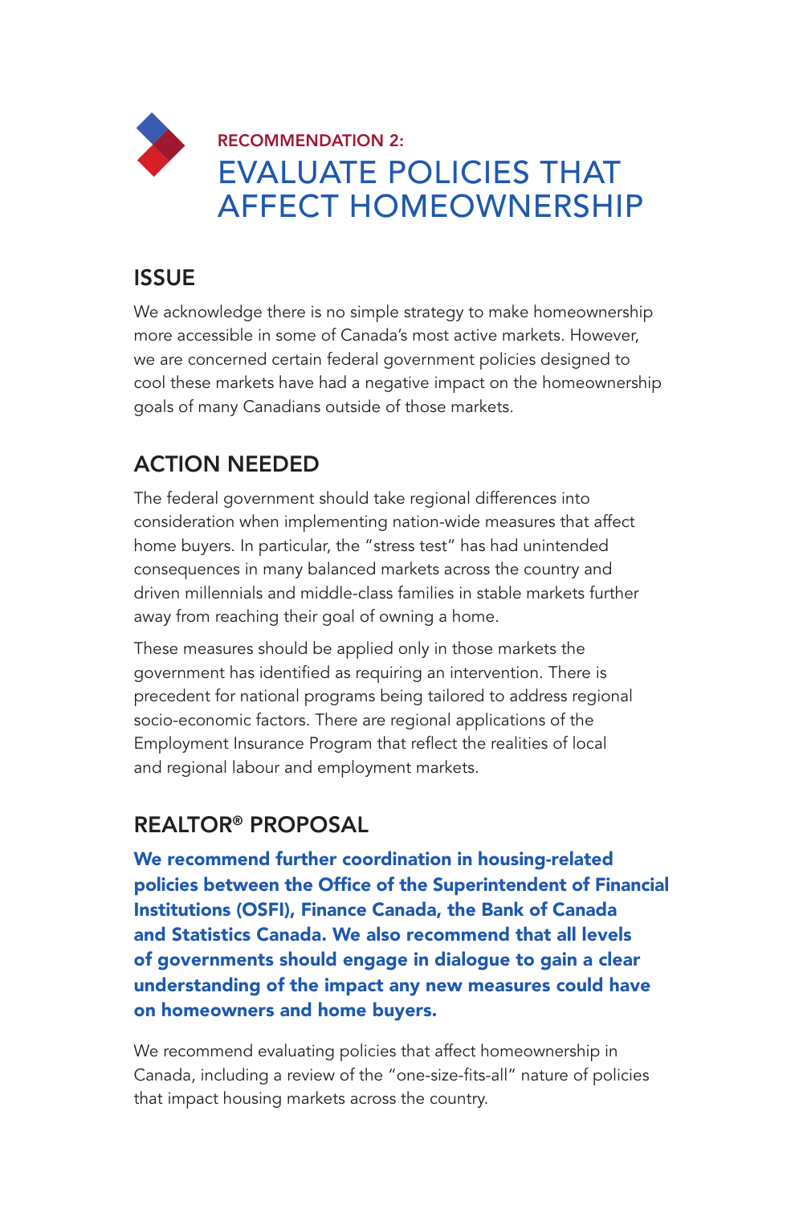## RECOMMENDATION 2:

# EVALUATE POLICIES THAT AFFECT HOMEOWNERSHIP

## ISSUE

We acknowledge there is no simple strategy to make homeownership more accessible in some of Canada's most active markets. However, we are concerned certain federal government policies designed to cool these markets have had a negative impact on the homeownership goals of many Canadians outside of those markets.

## ACTION NEEDED

The federal government should take regional differences into consideration when implementing nation-wide measures that affect home buyers. In particular, the "stress test" has had unintended consequences in many balanced markets across the country and driven millennials and middle-class families in stable markets further away from reaching their goal of owning a home.

These measures should be applied only in those markets the government has identified as requiring an intervention. There is precedent for national programs being tailored to address regional socio-economic factors. There are regional applications of the Employment Insurance Program that reflect the realities of local and regional labour and employment markets.

## REALTOR® PROPOSAL

**We recommend further coordination in housing-related policies between the Office of the Superintendent of Financial Institutions (OSFI), Finance Canada, the Bank of Canada and Statistics Canada. We also recommend that all levels of governments should engage in dialogue to gain a clear understanding of the impact any new measures could have on homeowners and home buyers.**

We recommend evaluating policies that affect homeownership in Canada, including a review of the "one-size-fits-all" nature of policies that impact housing markets across the country.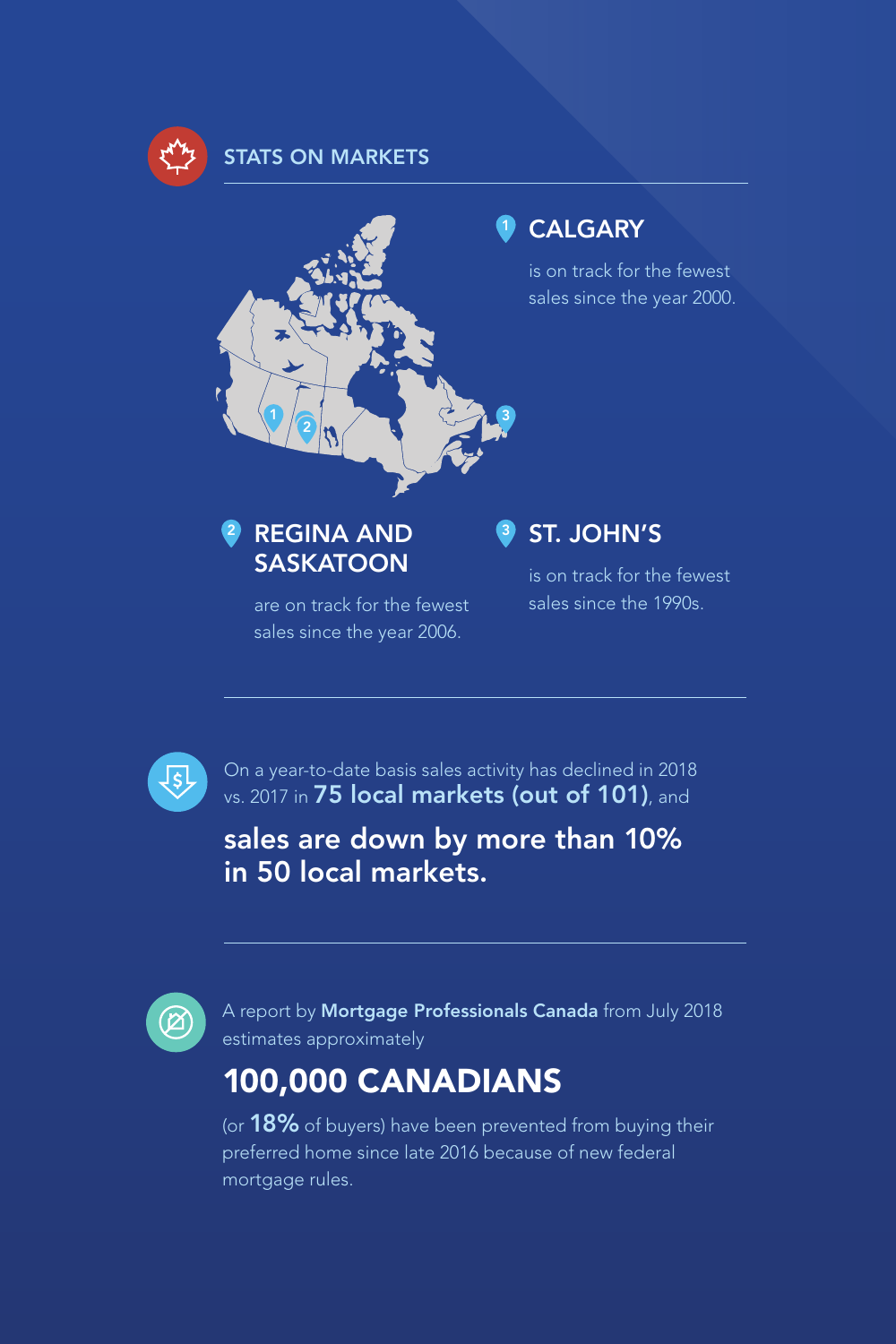## STATS ON MARKETS

### 1 CALGARY

is on track for the fewest sales since the year 2000.

### 2 REGINA AND SASKATOON

are on track for the fewest sales since the year 2006.

### 3 ST. JOHN'S

is on track for the fewest sales since the 1990s.

On a year-to-date basis sales activity has declined in 2018 vs. 2017 in **75 local markets (out of 101)**, and

**sales are down by more than 10% in 50 local markets.**

A report by **Mortgage Professionals Canada** from July 2018 estimates approximately

## 100,000 CANADIANS

(or **18%** of buyers) have been prevented from buying their preferred home since late 2016 because of new federal mortgage rules.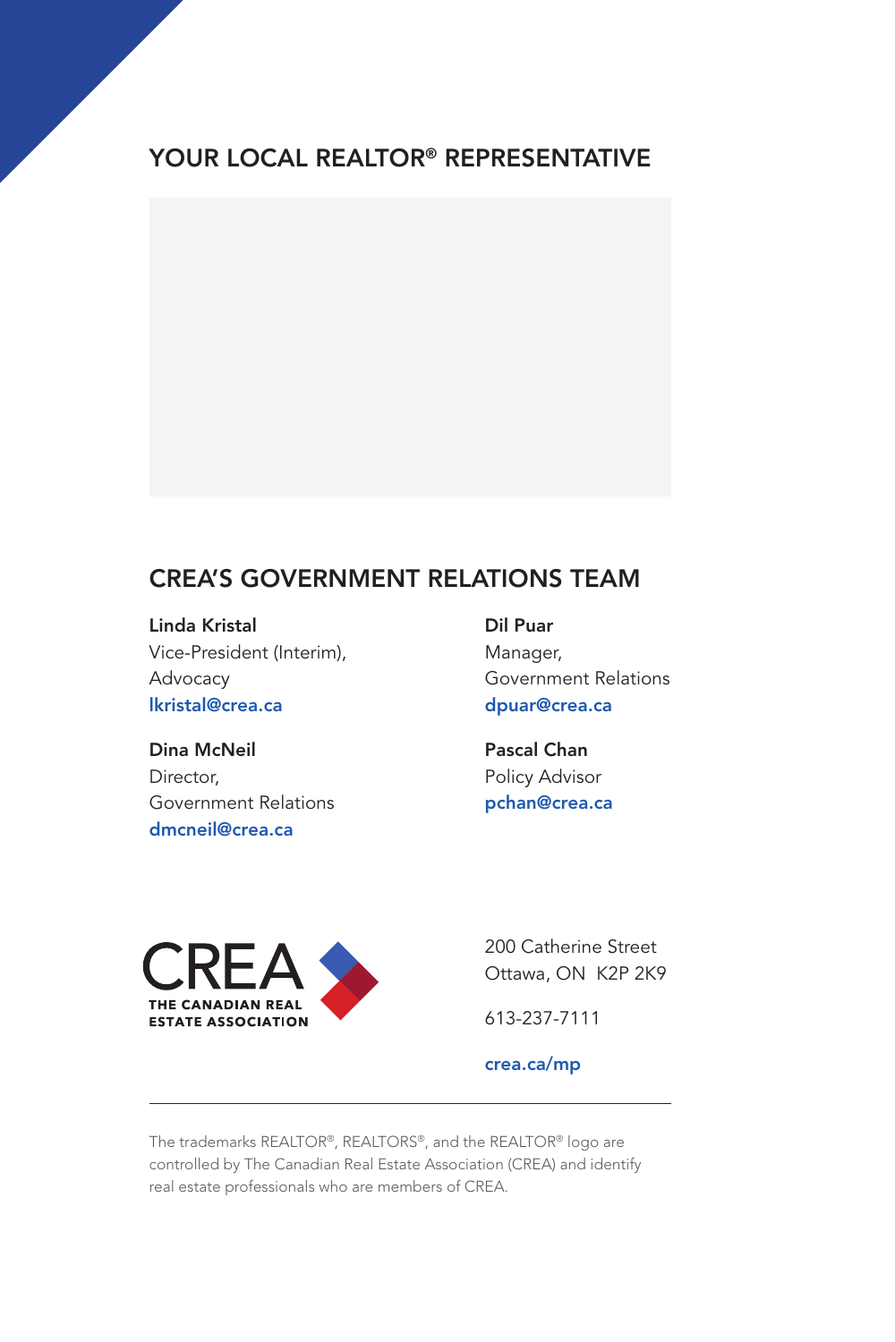## YOUR LOCAL REALTOR® REPRESENTATIVE

## CREA'S GOVERNMENT RELATIONS TEAM

**Linda Kristal**
Vice-President (Interim),
Advocacy
**lkristal@crea.ca**

**Dina McNeil**
Director,
Government Relations
**dmcneil@crea.ca**

**Dil Puar**
Manager,
Government Relations
**dpuar@crea.ca**

**Pascal Chan**
Policy Advisor
**pchan@crea.ca**

CREA
THE CANADIAN REAL ESTATE ASSOCIATION

200 Catherine Street
Ottawa, ON K2P 2K9

613-237-7111

**crea.ca/mp**

---

The trademarks REALTOR®, REALTORS®, and the REALTOR® logo are controlled by The Canadian Real Estate Association (CREA) and identify real estate professionals who are members of CREA.